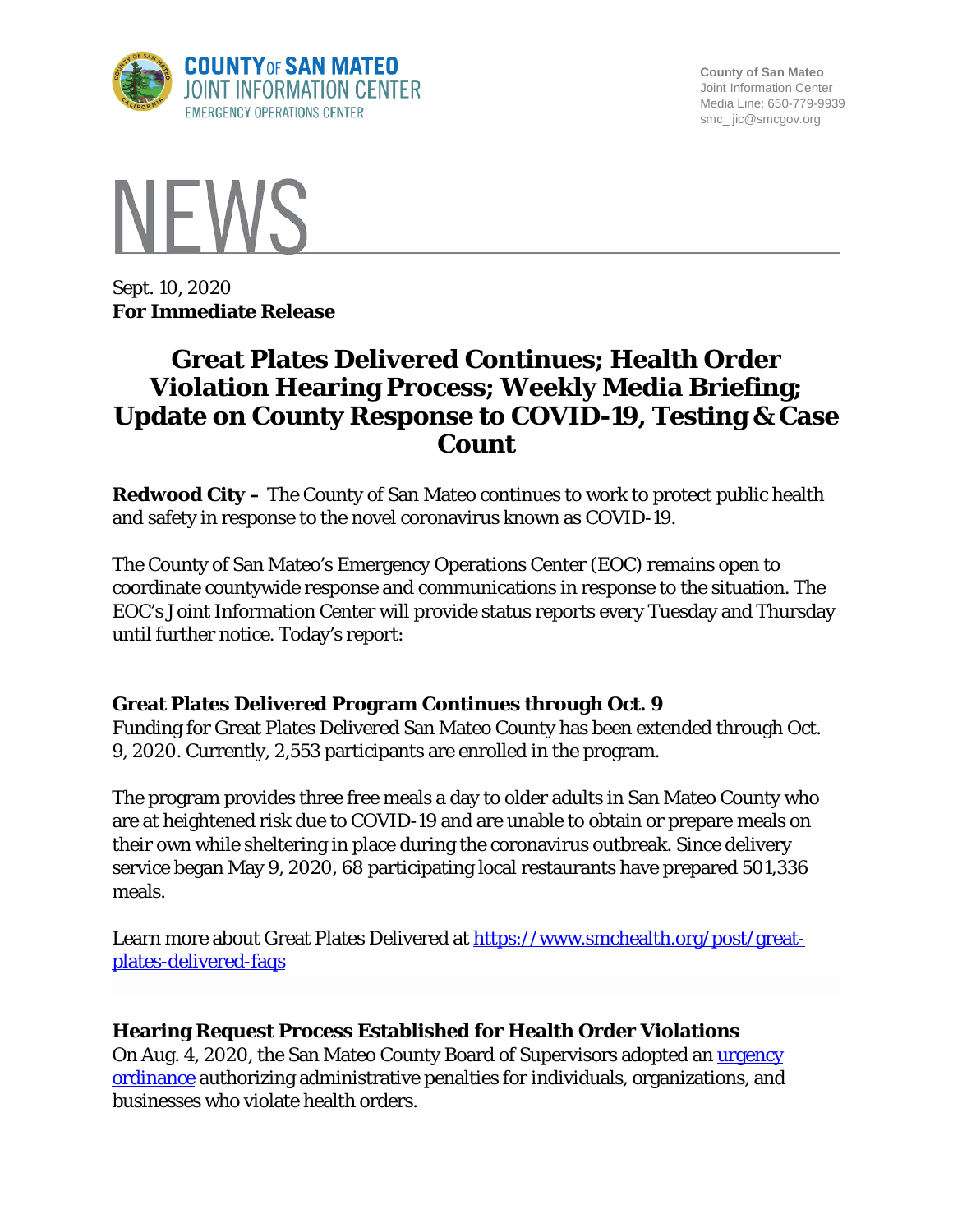COUNTY OF SAN MATEO
JOINT INFORMATION CENTER
EMERGENCY OPERATIONS CENTER

County of San Mateo
Joint Information Center
Media Line: 650-779-9939
smc_jic@smcgov.org

# NEWS

Sept. 10, 2020
**For Immediate Release**

## Great Plates Delivered Continues; Health Order Violation Hearing Process; Weekly Media Briefing; Update on County Response to COVID-19, Testing & Case Count

**Redwood City –** The County of San Mateo continues to work to protect public health and safety in response to the novel coronavirus known as COVID-19.

The County of San Mateo's Emergency Operations Center (EOC) remains open to coordinate countywide response and communications in response to the situation. The EOC's Joint Information Center will provide status reports every Tuesday and Thursday until further notice. Today's report:

### Great Plates Delivered Program Continues through Oct. 9

Funding for Great Plates Delivered San Mateo County has been extended through Oct. 9, 2020. Currently, 2,553 participants are enrolled in the program.

The program provides three free meals a day to older adults in San Mateo County who are at heightened risk due to COVID-19 and are unable to obtain or prepare meals on their own while sheltering in place during the coronavirus outbreak. Since delivery service began May 9, 2020, 68 participating local restaurants have prepared 501,336 meals.

Learn more about Great Plates Delivered at [https://www.smchealth.org/post/great-plates-delivered-faqs](https://www.smchealth.org/post/great-plates-delivered-faqs)

### Hearing Request Process Established for Health Order Violations

On Aug. 4, 2020, the San Mateo County Board of Supervisors adopted an urgency ordinance authorizing administrative penalties for individuals, organizations, and businesses who violate health orders.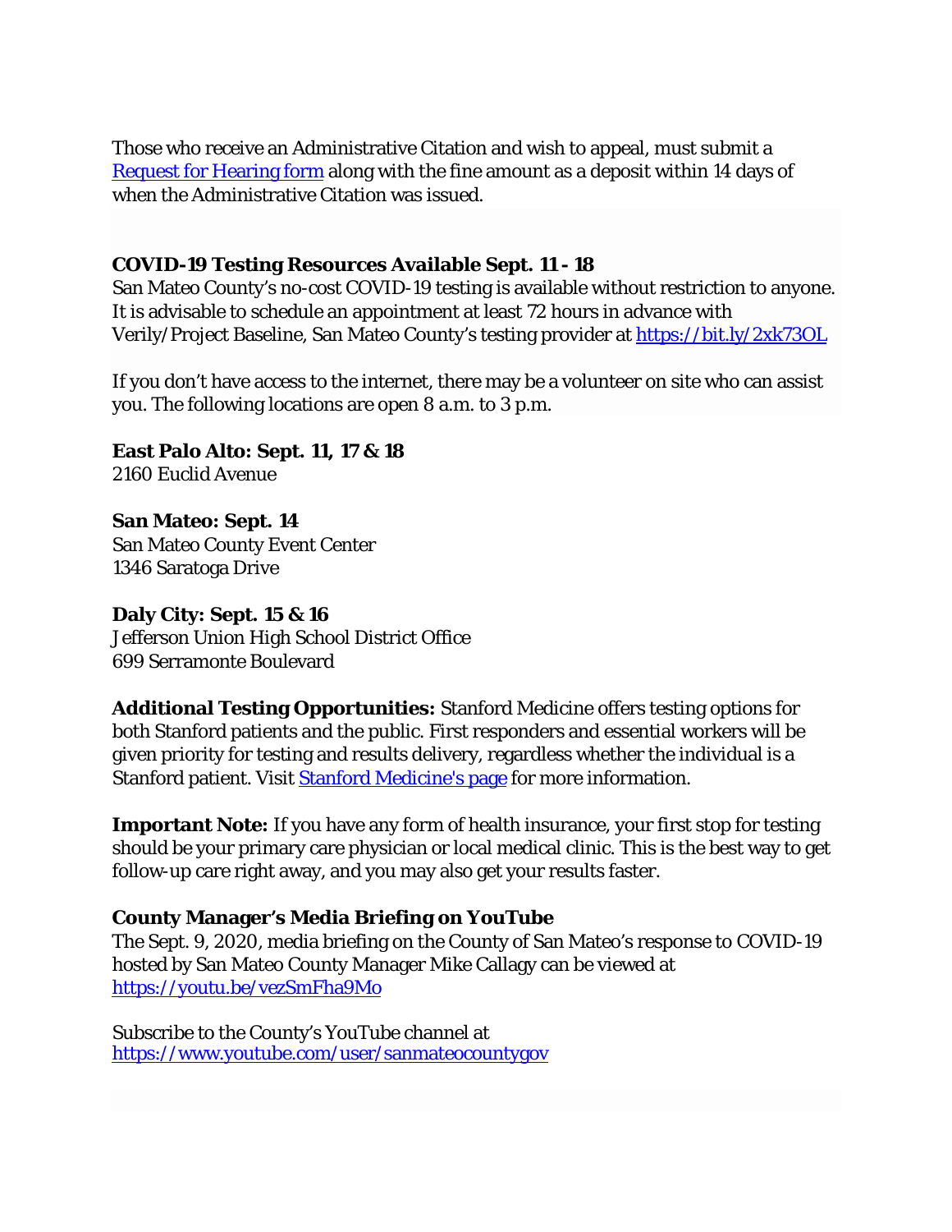Those who receive an Administrative Citation and wish to appeal, must submit a Request for Hearing form along with the fine amount as a deposit within 14 days of when the Administrative Citation was issued.

**COVID-19 Testing Resources Available Sept. 11 - 18**

San Mateo County's no-cost COVID-19 testing is available without restriction to anyone. It is advisable to schedule an appointment at least 72 hours in advance with Verily/Project Baseline, San Mateo County's testing provider at https://bit.ly/2xk73OL

If you don't have access to the internet, there may be a volunteer on site who can assist you. The following locations are open 8 a.m. to 3 p.m.

**East Palo Alto: Sept. 11, 17 & 18**
2160 Euclid Avenue

**San Mateo: Sept. 14**
San Mateo County Event Center
1346 Saratoga Drive

**Daly City: Sept. 15 & 16**
Jefferson Union High School District Office
699 Serramonte Boulevard

**Additional Testing Opportunities:** Stanford Medicine offers testing options for both Stanford patients and the public. First responders and essential workers will be given priority for testing and results delivery, regardless whether the individual is a Stanford patient. Visit Stanford Medicine's page for more information.

**Important Note:** If you have any form of health insurance, your first stop for testing should be your primary care physician or local medical clinic. This is the best way to get follow-up care right away, and you may also get your results faster.

**County Manager's Media Briefing on YouTube**

The Sept. 9, 2020, media briefing on the County of San Mateo's response to COVID-19 hosted by San Mateo County Manager Mike Callagy can be viewed at https://youtu.be/vezSmFha9Mo

Subscribe to the County's YouTube channel at https://www.youtube.com/user/sanmateocountygov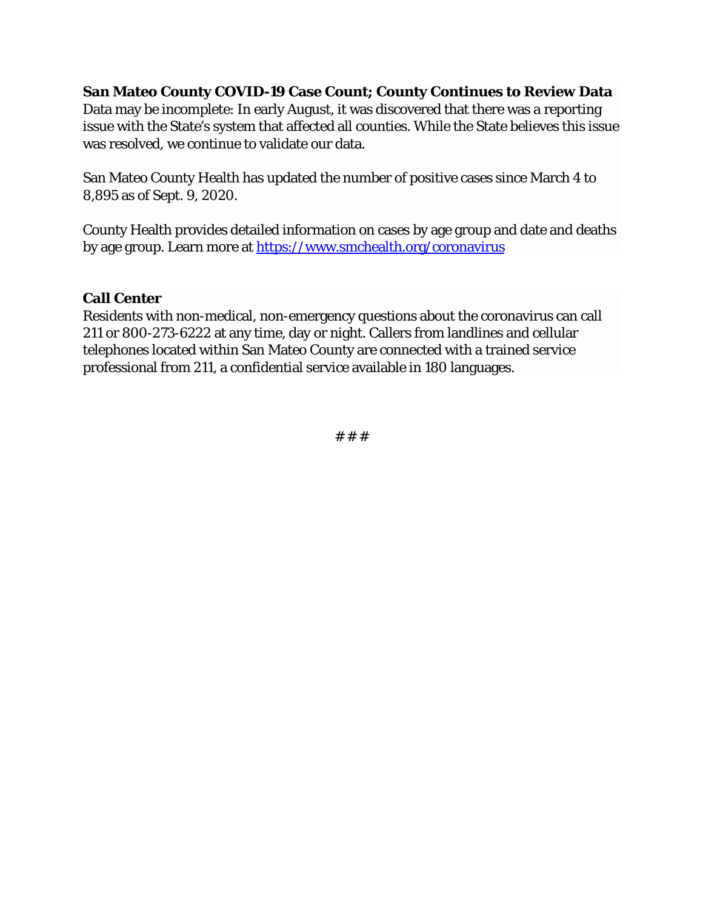**San Mateo County COVID-19 Case Count; County Continues to Review Data**

Data may be incomplete: In early August, it was discovered that there was a reporting issue with the State's system that affected all counties. While the State believes this issue was resolved, we continue to validate our data.

San Mateo County Health has updated the number of positive cases since March 4 to 8,895 as of Sept. 9, 2020.

County Health provides detailed information on cases by age group and date and deaths by age group. Learn more at [https://www.smchealth.org/coronavirus](https://www.smchealth.org/coronavirus)

**Call Center**

Residents with non-medical, non-emergency questions about the coronavirus can call 211 or 800-273-6222 at any time, day or night. Callers from landlines and cellular telephones located within San Mateo County are connected with a trained service professional from 211, a confidential service available in 180 languages.

# # #